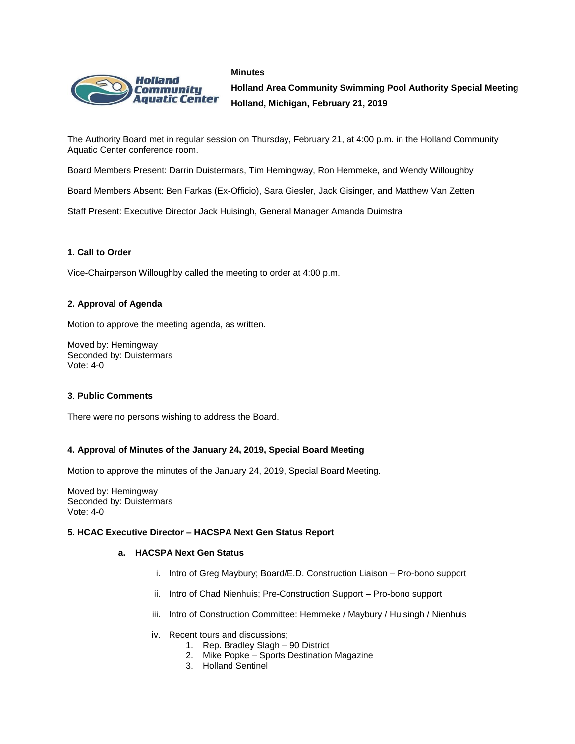**Minutes**

**Holland Area Community Swimming Pool Authority Special Meeting**

**Holland, Michigan, February 21, 2019**

The Authority Board met in regular session on Thursday, February 21, at 4:00 p.m. in the Holland Community Aquatic Center conference room.

Board Members Present: Darrin Duistermars, Tim Hemingway, Ron Hemmeke, and Wendy Willoughby

Board Members Absent: Ben Farkas (Ex-Officio), Sara Giesler, Jack Gisinger, and Matthew Van Zetten

Staff Present: Executive Director Jack Huisingh, General Manager Amanda Duimstra

### 1. Call to Order

Vice-Chairperson Willoughby called the meeting to order at 4:00 p.m.

### 2. Approval of Agenda

Motion to approve the meeting agenda, as written.

Moved by: Hemingway
Seconded by: Duistermars
Vote: 4-0

### 3. Public Comments

There were no persons wishing to address the Board.

### 4. Approval of Minutes of the January 24, 2019, Special Board Meeting

Motion to approve the minutes of the January 24, 2019, Special Board Meeting.

Moved by: Hemingway
Seconded by: Duistermars
Vote: 4-0

### 5. HCAC Executive Director – HACSPA Next Gen Status Report

**a. HACSPA Next Gen Status**

i. Intro of Greg Maybury; Board/E.D. Construction Liaison – Pro-bono support

ii. Intro of Chad Nienhuis; Pre-Construction Support – Pro-bono support

iii. Intro of Construction Committee: Hemmeke / Maybury / Huisingh / Nienhuis

iv. Recent tours and discussions;
   1. Rep. Bradley Slagh – 90 District
   2. Mike Popke – Sports Destination Magazine
   3. Holland Sentinel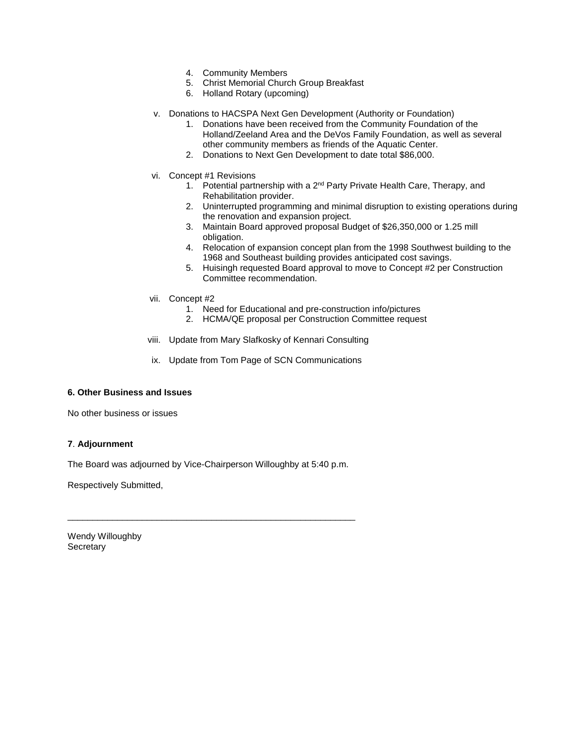4. Community Members
5. Christ Memorial Church Group Breakfast
6. Holland Rotary (upcoming)

v. Donations to HACSPA Next Gen Development (Authority or Foundation)
   1. Donations have been received from the Community Foundation of the Holland/Zeeland Area and the DeVos Family Foundation, as well as several other community members as friends of the Aquatic Center.
   2. Donations to Next Gen Development to date total $86,000.

vi. Concept #1 Revisions
   1. Potential partnership with a 2nd Party Private Health Care, Therapy, and Rehabilitation provider.
   2. Uninterrupted programming and minimal disruption to existing operations during the renovation and expansion project.
   3. Maintain Board approved proposal Budget of $26,350,000 or 1.25 mill obligation.
   4. Relocation of expansion concept plan from the 1998 Southwest building to the 1968 and Southeast building provides anticipated cost savings.
   5. Huisingh requested Board approval to move to Concept #2 per Construction Committee recommendation.

vii. Concept #2
   1. Need for Educational and pre-construction info/pictures
   2. HCMA/QE proposal per Construction Committee request

viii. Update from Mary Slafkosky of Kennari Consulting

ix. Update from Tom Page of SCN Communications

**6. Other Business and Issues**

No other business or issues

**7**. **Adjournment**

The Board was adjourned by Vice-Chairperson Willoughby at 5:40 p.m.

Respectively Submitted,

\_\_\_\_\_\_\_\_\_\_\_\_\_\_\_\_\_\_\_\_\_\_\_\_\_\_\_\_\_\_\_\_\_\_\_\_\_\_\_\_\_\_\_\_\_\_\_\_\_\_\_\_\_\_\_\_

Wendy Willoughby
Secretary